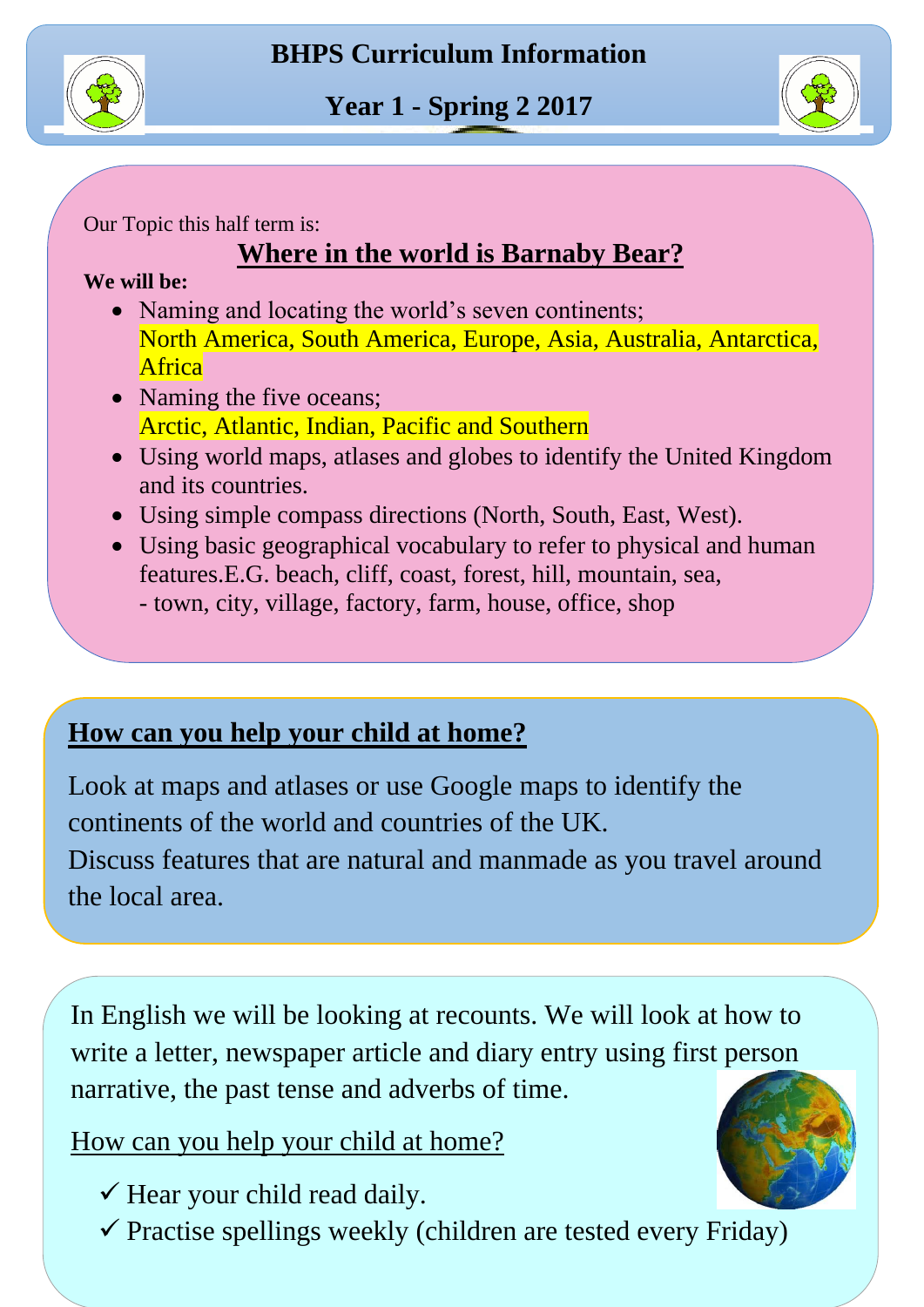# BHPS Curriculum Information

## Year 1 - Spring 2 2017

Our Topic this half term is:

## Where in the world is Barnaby Bear?

**We will be:**

- Naming and locating the world's seven continents;
  North America, South America, Europe, Asia, Australia, Antarctica, Africa
- Naming the five oceans;
  Arctic, Atlantic, Indian, Pacific and Southern
- Using world maps, atlases and globes to identify the United Kingdom and its countries.
- Using simple compass directions (North, South, East, West).
- Using basic geographical vocabulary to refer to physical and human features.E.G. beach, cliff, coast, forest, hill, mountain, sea,
  - town, city, village, factory, farm, house, office, shop

## How can you help your child at home?

Look at maps and atlases or use Google maps to identify the continents of the world and countries of the UK.
Discuss features that are natural and manmade as you travel around the local area.

In English we will be looking at recounts. We will look at how to write a letter, newspaper article and diary entry using first person narrative, the past tense and adverbs of time.

How can you help your child at home?

- ✓ Hear your child read daily.
- ✓ Practise spellings weekly (children are tested every Friday)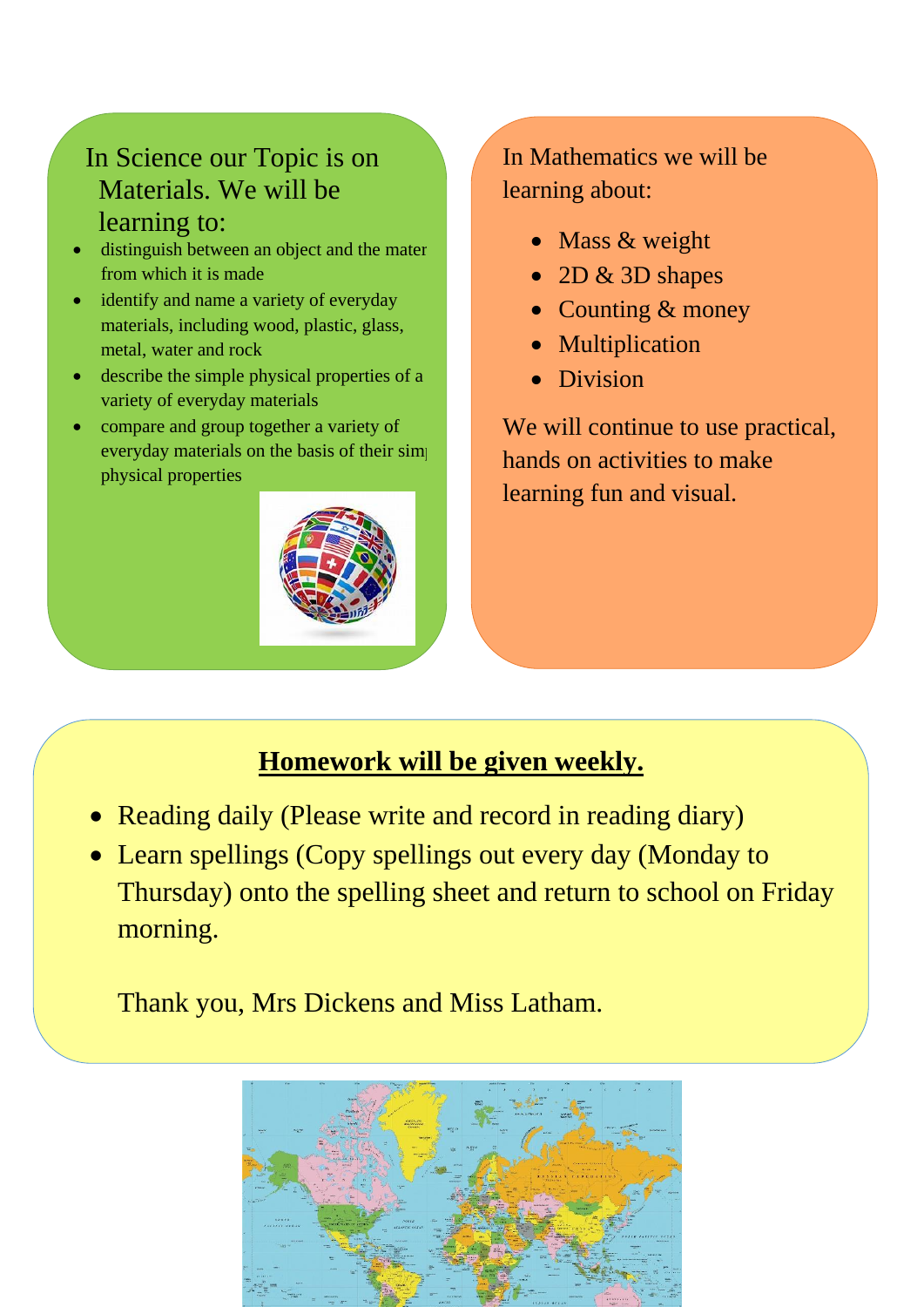In Science our Topic is on Materials. We will be learning to:

- distinguish between an object and the mater from which it is made
- identify and name a variety of everyday materials, including wood, plastic, glass, metal, water and rock
- describe the simple physical properties of a variety of everyday materials
- compare and group together a variety of everyday materials on the basis of their sim physical properties

In Mathematics we will be learning about:

- Mass & weight
- 2D & 3D shapes
- Counting & money
- Multiplication
- Division

We will continue to use practical, hands on activities to make learning fun and visual.

**<u>Homework will be given weekly.</u>**

- Reading daily (Please write and record in reading diary)
- Learn spellings (Copy spellings out every day (Monday to Thursday) onto the spelling sheet and return to school on Friday morning.

Thank you, Mrs Dickens and Miss Latham.